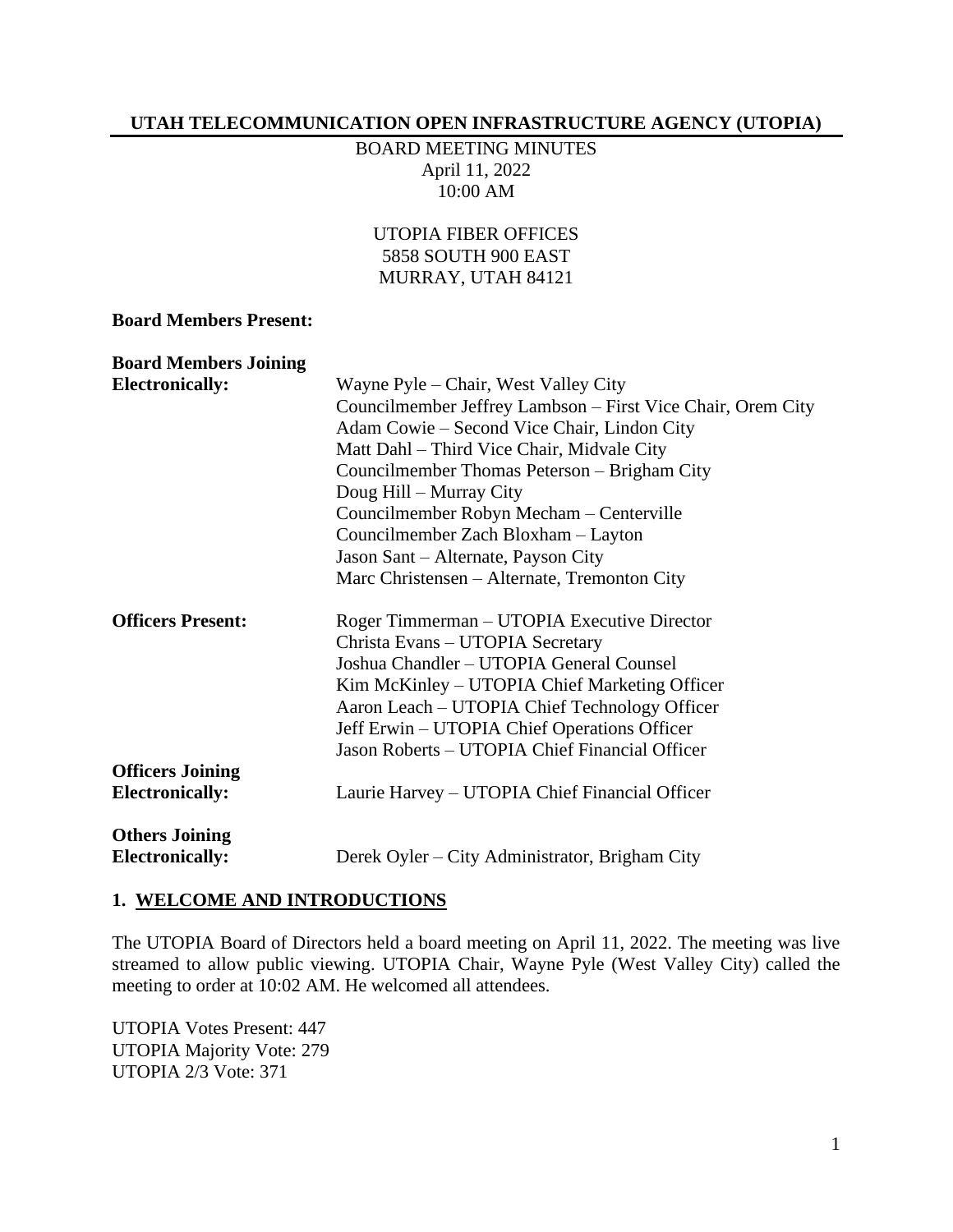**UTAH TELECOMMUNICATION OPEN INFRASTRUCTURE AGENCY (UTOPIA)**

BOARD MEETING MINUTES
April 11, 2022
10:00 AM

UTOPIA FIBER OFFICES
5858 SOUTH 900 EAST
MURRAY, UTAH 84121

**Board Members Present:**

**Board Members Joining Electronically:**
Wayne Pyle – Chair, West Valley City
Councilmember Jeffrey Lambson – First Vice Chair, Orem City
Adam Cowie – Second Vice Chair, Lindon City
Matt Dahl – Third Vice Chair, Midvale City
Councilmember Thomas Peterson – Brigham City
Doug Hill – Murray City
Councilmember Robyn Mecham – Centerville
Councilmember Zach Bloxham – Layton
Jason Sant – Alternate, Payson City
Marc Christensen – Alternate, Tremonton City

**Officers Present:**
Roger Timmerman – UTOPIA Executive Director
Christa Evans – UTOPIA Secretary
Joshua Chandler – UTOPIA General Counsel
Kim McKinley – UTOPIA Chief Marketing Officer
Aaron Leach – UTOPIA Chief Technology Officer
Jeff Erwin – UTOPIA Chief Operations Officer
Jason Roberts – UTOPIA Chief Financial Officer

**Officers Joining Electronically:**
Laurie Harvey – UTOPIA Chief Financial Officer

**Others Joining Electronically:**
Derek Oyler – City Administrator, Brigham City

## 1. WELCOME AND INTRODUCTIONS

The UTOPIA Board of Directors held a board meeting on April 11, 2022. The meeting was live streamed to allow public viewing. UTOPIA Chair, Wayne Pyle (West Valley City) called the meeting to order at 10:02 AM. He welcomed all attendees.

UTOPIA Votes Present: 447
UTOPIA Majority Vote: 279
UTOPIA 2/3 Vote: 371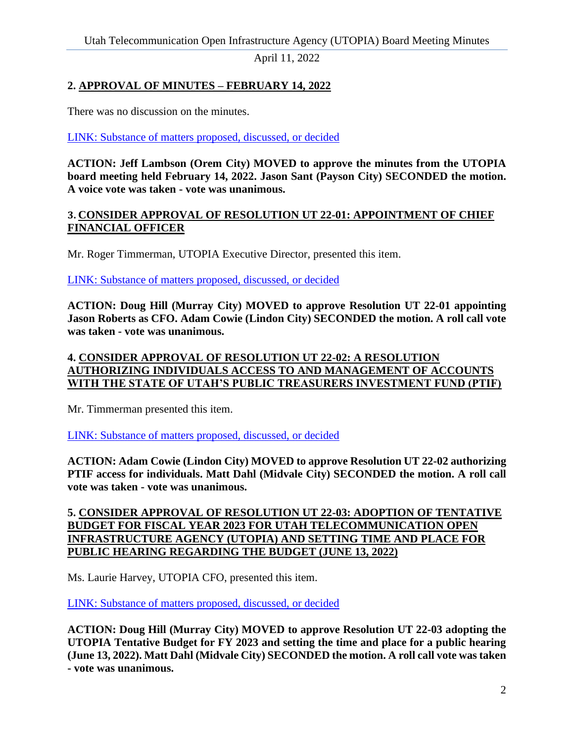## 2. APPROVAL OF MINUTES – FEBRUARY 14, 2022

There was no discussion on the minutes.

LINK: Substance of matters proposed, discussed, or decided

**ACTION: Jeff Lambson (Orem City) MOVED to approve the minutes from the UTOPIA board meeting held February 14, 2022. Jason Sant (Payson City) SECONDED the motion. A voice vote was taken - vote was unanimous.**

## 3. CONSIDER APPROVAL OF RESOLUTION UT 22-01: APPOINTMENT OF CHIEF FINANCIAL OFFICER

Mr. Roger Timmerman, UTOPIA Executive Director, presented this item.

LINK: Substance of matters proposed, discussed, or decided

**ACTION: Doug Hill (Murray City) MOVED to approve Resolution UT 22-01 appointing Jason Roberts as CFO. Adam Cowie (Lindon City) SECONDED the motion. A roll call vote was taken - vote was unanimous.**

## 4. CONSIDER APPROVAL OF RESOLUTION UT 22-02: A RESOLUTION AUTHORIZING INDIVIDUALS ACCESS TO AND MANAGEMENT OF ACCOUNTS WITH THE STATE OF UTAH'S PUBLIC TREASURERS INVESTMENT FUND (PTIF)

Mr. Timmerman presented this item.

LINK: Substance of matters proposed, discussed, or decided

**ACTION: Adam Cowie (Lindon City) MOVED to approve Resolution UT 22-02 authorizing PTIF access for individuals. Matt Dahl (Midvale City) SECONDED the motion. A roll call vote was taken - vote was unanimous.**

## 5. CONSIDER APPROVAL OF RESOLUTION UT 22-03: ADOPTION OF TENTATIVE BUDGET FOR FISCAL YEAR 2023 FOR UTAH TELECOMMUNICATION OPEN INFRASTRUCTURE AGENCY (UTOPIA) AND SETTING TIME AND PLACE FOR PUBLIC HEARING REGARDING THE BUDGET (JUNE 13, 2022)

Ms. Laurie Harvey, UTOPIA CFO, presented this item.

LINK: Substance of matters proposed, discussed, or decided

**ACTION: Doug Hill (Murray City) MOVED to approve Resolution UT 22-03 adopting the UTOPIA Tentative Budget for FY 2023 and setting the time and place for a public hearing (June 13, 2022). Matt Dahl (Midvale City) SECONDED the motion. A roll call vote was taken - vote was unanimous.**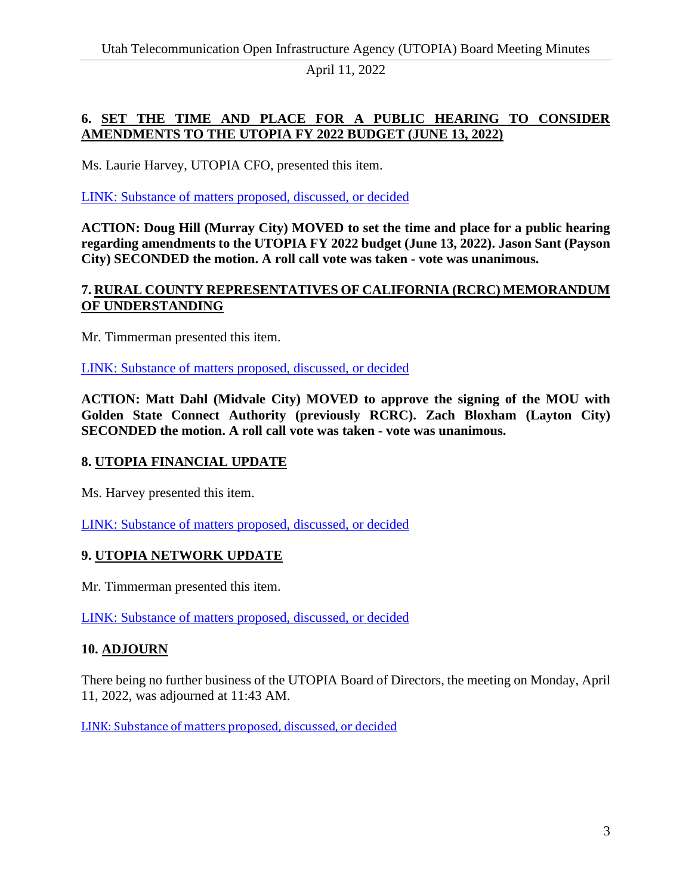## 6. SET THE TIME AND PLACE FOR A PUBLIC HEARING TO CONSIDER AMENDMENTS TO THE UTOPIA FY 2022 BUDGET (JUNE 13, 2022)

Ms. Laurie Harvey, UTOPIA CFO, presented this item.

LINK: Substance of matters proposed, discussed, or decided

**ACTION: Doug Hill (Murray City) MOVED to set the time and place for a public hearing regarding amendments to the UTOPIA FY 2022 budget (June 13, 2022). Jason Sant (Payson City) SECONDED the motion. A roll call vote was taken - vote was unanimous.**

## 7. RURAL COUNTY REPRESENTATIVES OF CALIFORNIA (RCRC) MEMORANDUM OF UNDERSTANDING

Mr. Timmerman presented this item.

LINK: Substance of matters proposed, discussed, or decided

**ACTION: Matt Dahl (Midvale City) MOVED to approve the signing of the MOU with Golden State Connect Authority (previously RCRC). Zach Bloxham (Layton City) SECONDED the motion. A roll call vote was taken - vote was unanimous.**

## 8. UTOPIA FINANCIAL UPDATE

Ms. Harvey presented this item.

LINK: Substance of matters proposed, discussed, or decided

## 9. UTOPIA NETWORK UPDATE

Mr. Timmerman presented this item.

LINK: Substance of matters proposed, discussed, or decided

## 10. ADJOURN

There being no further business of the UTOPIA Board of Directors, the meeting on Monday, April 11, 2022, was adjourned at 11:43 AM.

LINK: Substance of matters proposed, discussed, or decided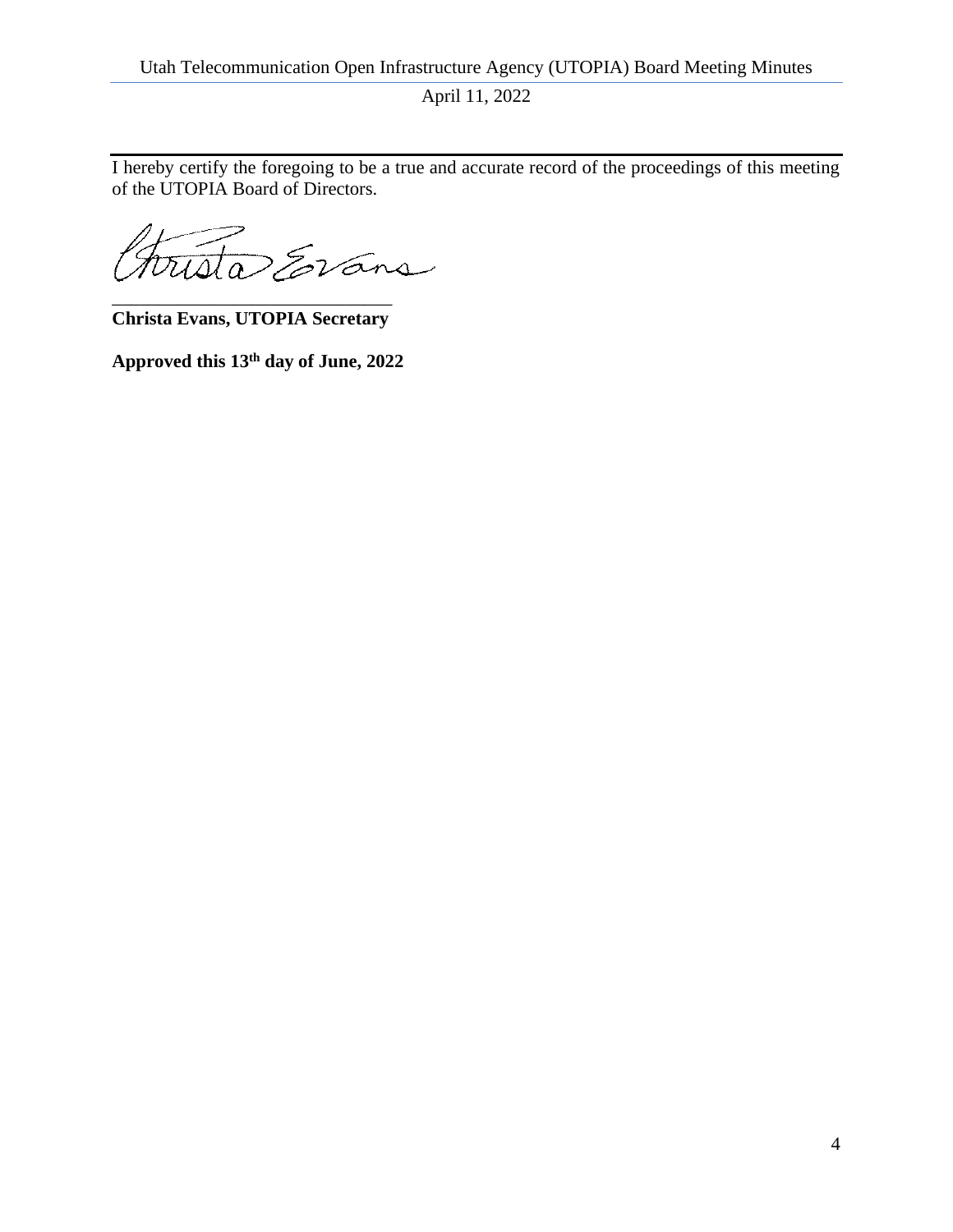I hereby certify the foregoing to be a true and accurate record of the proceedings of this meeting of the UTOPIA Board of Directors.

\_\_\_\_\_\_\_\_\_\_\_\_\_\_\_\_\_\_\_\_\_\_\_\_\_\_\_\_\_\_

**Christa Evans, UTOPIA Secretary**

**Approved this 13th day of June, 2022**